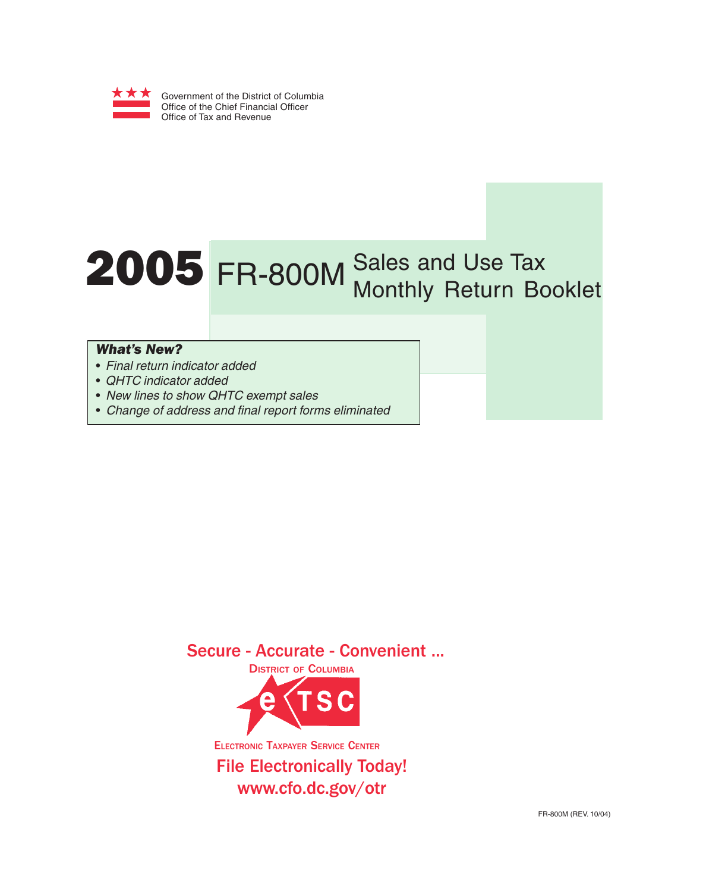Government of the District of Columbia
Office of the Chief Financial Officer
Office of Tax and Revenue

# 2005 FR-800M Sales and Use Tax Monthly Return Booklet

***What's New?***

- *Final return indicator added*
- *QHTC indicator added*
- *New lines to show QHTC exempt sales*
- *Change of address and final report forms eliminated*

**Secure - Accurate - Convenient ...**

DISTRICT OF COLUMBIA

eTSC

ELECTRONIC TAXPAYER SERVICE CENTER

**File Electronically Today!**

**www.cfo.dc.gov/otr**

FR-800M (REV. 10/04)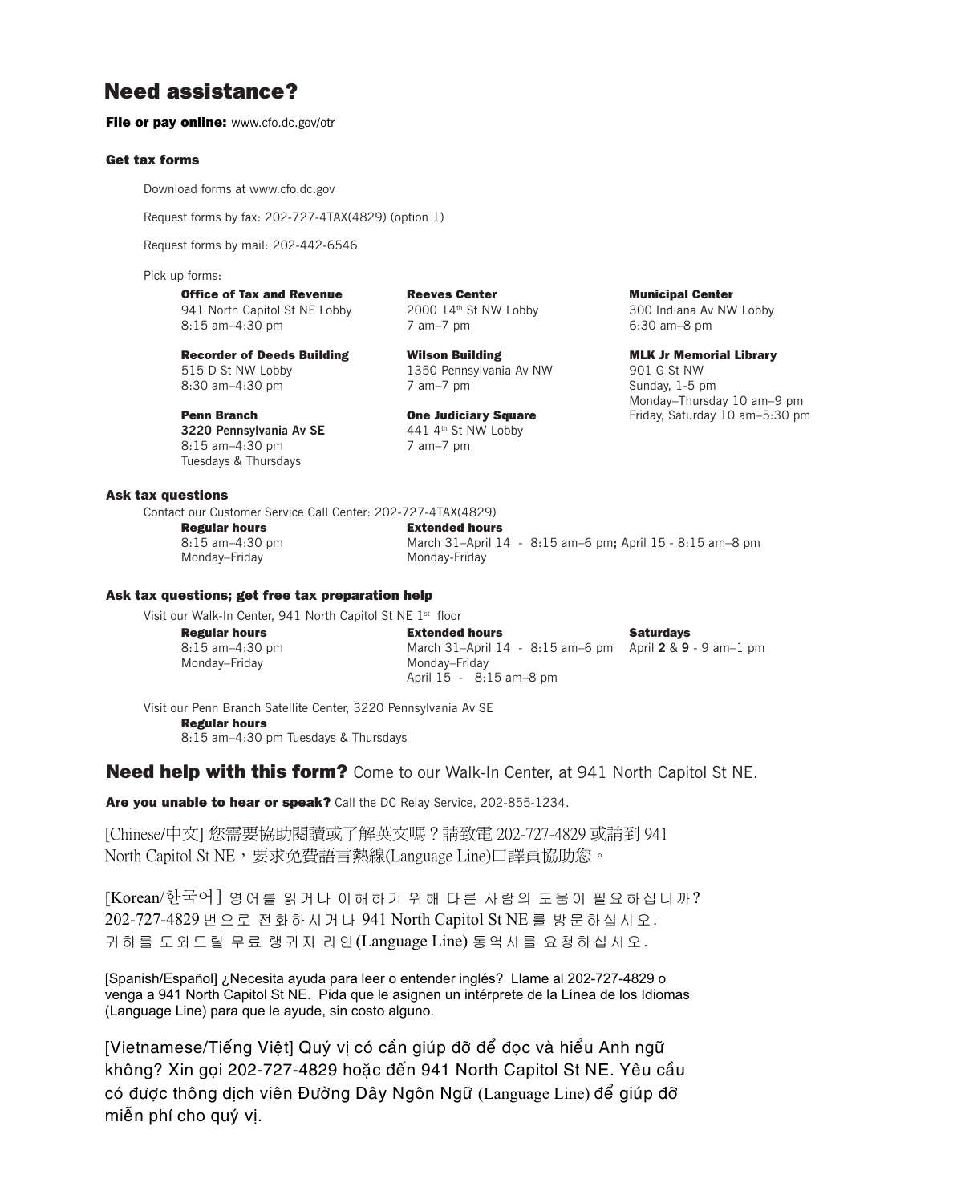# Need assistance?

**File or pay online:** www.cfo.dc.gov/otr

### Get tax forms

Download forms at www.cfo.dc.gov

Request forms by fax: 202-727-4TAX(4829) (option 1)

Request forms by mail: 202-442-6546

Pick up forms:

**Office of Tax and Revenue**
941 North Capitol St NE Lobby
8:15 am–4:30 pm

**Recorder of Deeds Building**
515 D St NW Lobby
8:30 am–4:30 pm

**Penn Branch**
3220 Pennsylvania Av SE
8:15 am–4:30 pm
Tuesdays & Thursdays

**Reeves Center**
2000 14th St NW Lobby
7 am–7 pm

**Wilson Building**
1350 Pennsylvania Av NW
7 am–7 pm

**One Judiciary Square**
441 4th St NW Lobby
7 am–7 pm

**Municipal Center**
300 Indiana Av NW Lobby
6:30 am–8 pm

**MLK Jr Memorial Library**
901 G St NW
Sunday, 1-5 pm
Monday–Thursday 10 am–9 pm
Friday, Saturday 10 am–5:30 pm

### Ask tax questions

Contact our Customer Service Call Center: 202-727-4TAX(4829)

**Regular hours**
8:15 am–4:30 pm
Monday–Friday

**Extended hours**
March 31–April 14 - 8:15 am–6 pm; April 15 - 8:15 am–8 pm
Monday-Friday

### Ask tax questions; get free tax preparation help

Visit our Walk-In Center, 941 North Capitol St NE 1st floor

**Regular hours**
8:15 am–4:30 pm
Monday–Friday

**Extended hours**
March 31–April 14 - 8:15 am–6 pm
Monday–Friday
April 15 - 8:15 am–8 pm

**Saturdays**
April **2** & **9** - 9 am–1 pm

Visit our Penn Branch Satellite Center, 3220 Pennsylvania Av SE

**Regular hours**
8:15 am–4:30 pm Tuesdays & Thursdays

**Need help with this form?** Come to our Walk-In Center, at 941 North Capitol St NE.

**Are you unable to hear or speak?** Call the DC Relay Service, 202-855-1234.

[Chinese/中文] 您需要協助閱讀或了解英文嗎？請致電 202-727-4829 或請到 941 North Capitol St NE，要求免費語言熱線(Language Line)口譯員協助您。

[Korean/한국어] 영어를 읽거나 이해하기 위해 다른 사람의 도움이 필요하십니까? 202-727-4829 번으로 전화하시거나 941 North Capitol St NE 를 방문하십시오. 귀하를 도와드릴 무료 랭귀지 라인(Language Line) 통역사를 요청하십시오.

[Spanish/Español] ¿Necesita ayuda para leer o entender inglés? Llame al 202-727-4829 o venga a 941 North Capitol St NE. Pida que le asignen un intérprete de la Línea de los Idiomas (Language Line) para que le ayude, sin costo alguno.

[Vietnamese/Tiếng Việt] Quý vị có cần giúp đỡ để đọc và hiểu Anh ngữ không? Xin gọi 202-727-4829 hoặc đến 941 North Capitol St NE. Yêu cầu có được thông dịch viên Đường Dây Ngôn Ngữ (Language Line) để giúp đỡ miễn phí cho quý vị.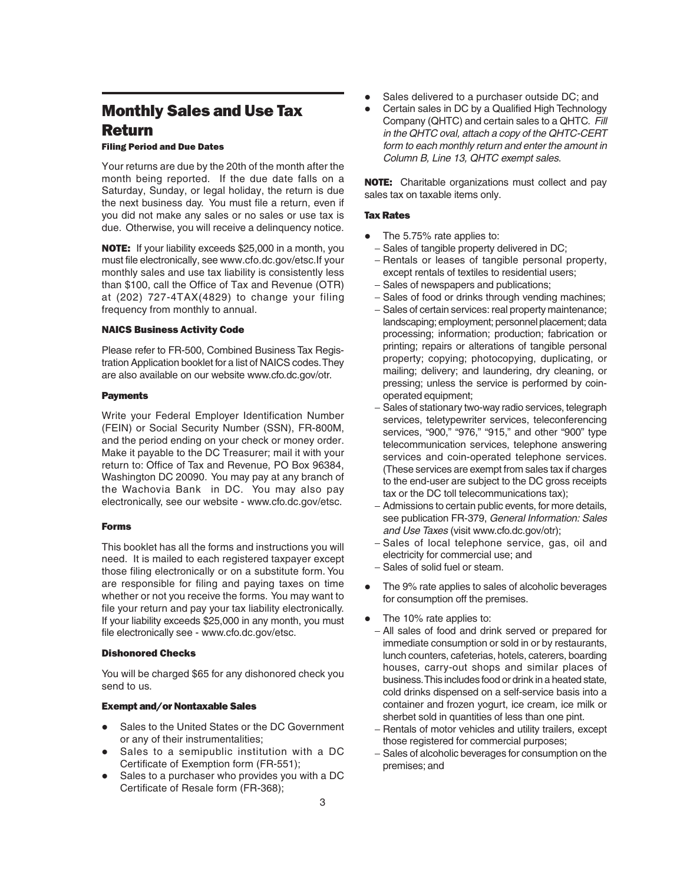## Monthly Sales and Use Tax Return

#### Filing Period and Due Dates

Your returns are due by the 20th of the month after the month being reported. If the due date falls on a Saturday, Sunday, or legal holiday, the return is due the next business day. You must file a return, even if you did not make any sales or no sales or use tax is due. Otherwise, you will receive a delinquency notice.

**NOTE:** If your liability exceeds $25,000 in a month, you must file electronically, see www.cfo.dc.gov/etsc.If your monthly sales and use tax liability is consistently less than $100, call the Office of Tax and Revenue (OTR) at (202) 727-4TAX(4829) to change your filing frequency from monthly to annual.

#### NAICS Business Activity Code

Please refer to FR-500, Combined Business Tax Registration Application booklet for a list of NAICS codes. They are also available on our website www.cfo.dc.gov/otr.

#### Payments

Write your Federal Employer Identification Number (FEIN) or Social Security Number (SSN), FR-800M, and the period ending on your check or money order. Make it payable to the DC Treasurer; mail it with your return to: Office of Tax and Revenue, PO Box 96384, Washington DC 20090. You may pay at any branch of the Wachovia Bank in DC. You may also pay electronically, see our website - www.cfo.dc.gov/etsc.

#### Forms

This booklet has all the forms and instructions you will need. It is mailed to each registered taxpayer except those filing electronically or on a substitute form. You are responsible for filing and paying taxes on time whether or not you receive the forms. You may want to file your return and pay your tax liability electronically. If your liability exceeds $25,000 in any month, you must file electronically see - www.cfo.dc.gov/etsc.

#### Dishonored Checks

You will be charged $65 for any dishonored check you send to us.

#### Exempt and/or Nontaxable Sales

- Sales to the United States or the DC Government or any of their instrumentalities;
- Sales to a semipublic institution with a DC Certificate of Exemption form (FR-551);
- Sales to a purchaser who provides you with a DC Certificate of Resale form (FR-368);
- Sales delivered to a purchaser outside DC; and
- Certain sales in DC by a Qualified High Technology Company (QHTC) and certain sales to a QHTC. *Fill in the QHTC oval, attach a copy of the QHTC-CERT form to each monthly return and enter the amount in Column B, Line 13, QHTC exempt sales.*

**NOTE:** Charitable organizations must collect and pay sales tax on taxable items only.

#### Tax Rates

- The 5.75% rate applies to:
  - Sales of tangible property delivered in DC;
  - Rentals or leases of tangible personal property, except rentals of textiles to residential users;
  - Sales of newspapers and publications;
  - Sales of food or drinks through vending machines;
  - Sales of certain services: real property maintenance; landscaping; employment; personnel placement; data processing; information; production; fabrication or printing; repairs or alterations of tangible personal property; copying; photocopying, duplicating, or mailing; delivery; and laundering, dry cleaning, or pressing; unless the service is performed by coin-operated equipment;
  - Sales of stationary two-way radio services, telegraph services, teletypewriter services, teleconferencing services, "900," "976," "915," and other "900" type telecommunication services, telephone answering services and coin-operated telephone services. (These services are exempt from sales tax if charges to the end-user are subject to the DC gross receipts tax or the DC toll telecommunications tax);
  - Admissions to certain public events, for more details, see publication FR-379, *General Information: Sales and Use Taxes* (visit www.cfo.dc.gov/otr);
  - Sales of local telephone service, gas, oil and electricity for commercial use; and
  - Sales of solid fuel or steam.
- The 9% rate applies to sales of alcoholic beverages for consumption off the premises.
- The 10% rate applies to:
  - All sales of food and drink served or prepared for immediate consumption or sold in or by restaurants, lunch counters, cafeterias, hotels, caterers, boarding houses, carry-out shops and similar places of business. This includes food or drink in a heated state, cold drinks dispensed on a self-service basis into a container and frozen yogurt, ice cream, ice milk or sherbet sold in quantities of less than one pint.
  - Rentals of motor vehicles and utility trailers, except those registered for commercial purposes;
  - Sales of alcoholic beverages for consumption on the premises; and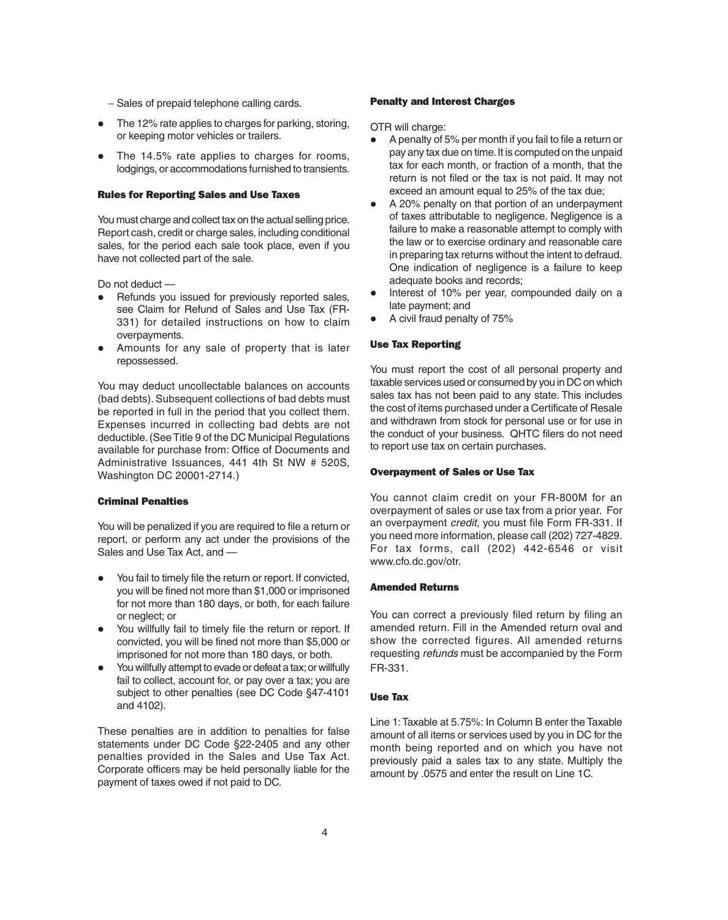– Sales of prepaid telephone calling cards.

- The 12% rate applies to charges for parking, storing, or keeping motor vehicles or trailers.
- The 14.5% rate applies to charges for rooms, lodgings, or accommodations furnished to transients.

### Rules for Reporting Sales and Use Taxes

You must charge and collect tax on the actual selling price. Report cash, credit or charge sales, including conditional sales, for the period each sale took place, even if you have not collected part of the sale.

Do not deduct —

- Refunds you issued for previously reported sales, see Claim for Refund of Sales and Use Tax (FR-331) for detailed instructions on how to claim overpayments.
- Amounts for any sale of property that is later repossessed.

You may deduct uncollectable balances on accounts (bad debts). Subsequent collections of bad debts must be reported in full in the period that you collect them. Expenses incurred in collecting bad debts are not deductible. (See Title 9 of the DC Municipal Regulations available for purchase from: Office of Documents and Administrative Issuances, 441 4th St NW # 520S, Washington DC 20001-2714.)

### Criminal Penalties

You will be penalized if you are required to file a return or report, or perform any act under the provisions of the Sales and Use Tax Act, and —

- You fail to timely file the return or report. If convicted, you will be fined not more than $1,000 or imprisoned for not more than 180 days, or both, for each failure or neglect; or
- You willfully fail to timely file the return or report. If convicted, you will be fined not more than $5,000 or imprisoned for not more than 180 days, or both.
- You willfully attempt to evade or defeat a tax; or willfully fail to collect, account for, or pay over a tax; you are subject to other penalties (see DC Code §47-4101 and 4102).

These penalties are in addition to penalties for false statements under DC Code §22-2405 and any other penalties provided in the Sales and Use Tax Act. Corporate officers may be held personally liable for the payment of taxes owed if not paid to DC.

### Penalty and Interest Charges

OTR will charge:

- A penalty of 5% per month if you fail to file a return or pay any tax due on time. It is computed on the unpaid tax for each month, or fraction of a month, that the return is not filed or the tax is not paid. It may not exceed an amount equal to 25% of the tax due;
- A 20% penalty on that portion of an underpayment of taxes attributable to negligence. Negligence is a failure to make a reasonable attempt to comply with the law or to exercise ordinary and reasonable care in preparing tax returns without the intent to defraud. One indication of negligence is a failure to keep adequate books and records;
- Interest of 10% per year, compounded daily on a late payment; and
- A civil fraud penalty of 75%

### Use Tax Reporting

You must report the cost of all personal property and taxable services used or consumed by you in DC on which sales tax has not been paid to any state. This includes the cost of items purchased under a Certificate of Resale and withdrawn from stock for personal use or for use in the conduct of your business. QHTC filers do not need to report use tax on certain purchases.

### Overpayment of Sales or Use Tax

You cannot claim credit on your FR-800M for an overpayment of sales or use tax from a prior year. For an overpayment *credit*, you must file Form FR-331. If you need more information, please call (202) 727-4829. For tax forms, call (202) 442-6546 or visit www.cfo.dc.gov/otr.

### Amended Returns

You can correct a previously filed return by filing an amended return. Fill in the Amended return oval and show the corrected figures. All amended returns requesting *refunds* must be accompanied by the Form FR-331.

### Use Tax

Line 1: Taxable at 5.75%: In Column B enter the Taxable amount of all items or services used by you in DC for the month being reported and on which you have not previously paid a sales tax to any state. Multiply the amount by .0575 and enter the result on Line 1C.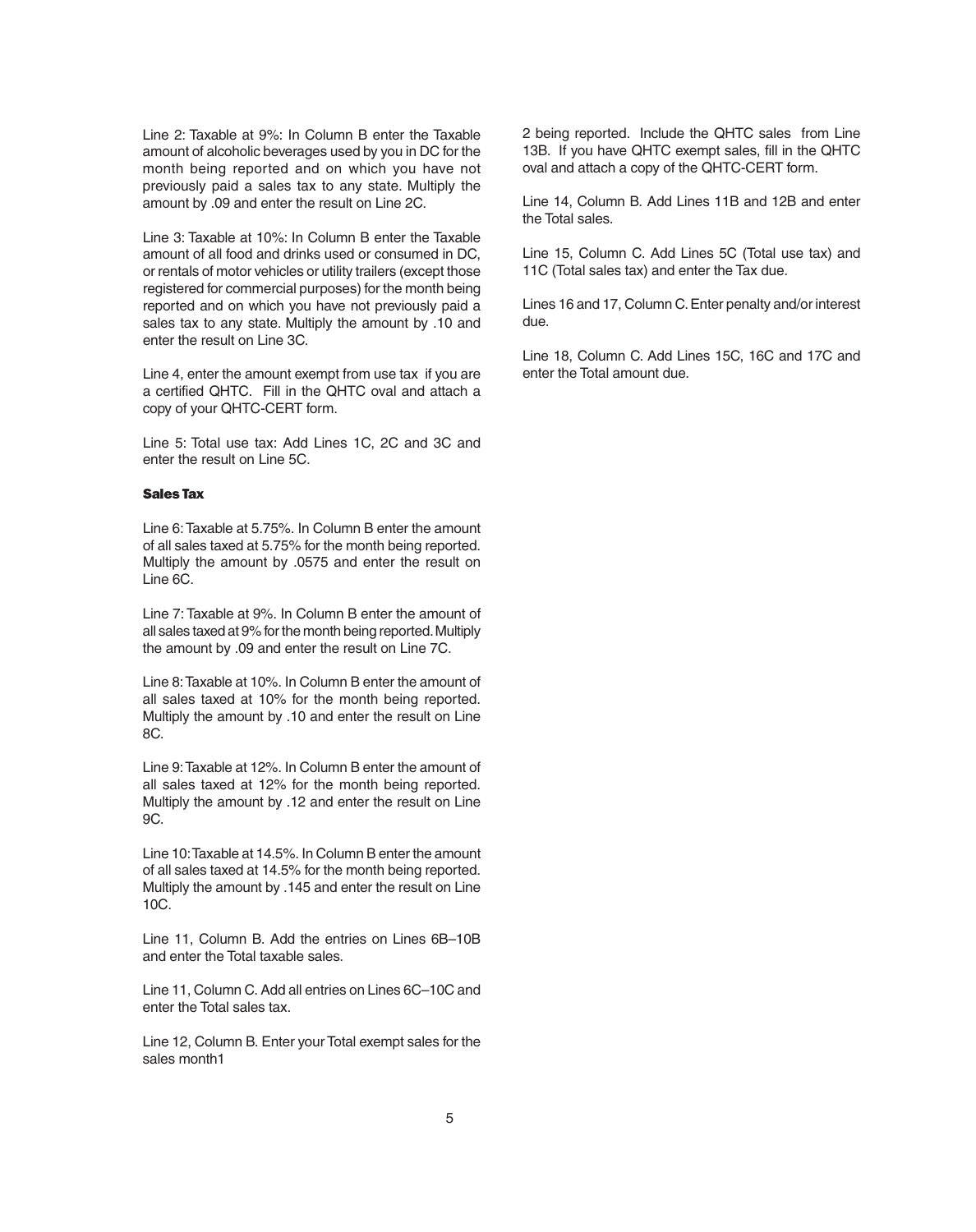Line 2: Taxable at 9%: In Column B enter the Taxable amount of alcoholic beverages used by you in DC for the month being reported and on which you have not previously paid a sales tax to any state. Multiply the amount by .09 and enter the result on Line 2C.

Line 3: Taxable at 10%: In Column B enter the Taxable amount of all food and drinks used or consumed in DC, or rentals of motor vehicles or utility trailers (except those registered for commercial purposes) for the month being reported and on which you have not previously paid a sales tax to any state. Multiply the amount by .10 and enter the result on Line 3C.

Line 4, enter the amount exempt from use tax if you are a certified QHTC. Fill in the QHTC oval and attach a copy of your QHTC-CERT form.

Line 5: Total use tax: Add Lines 1C, 2C and 3C and enter the result on Line 5C.

**Sales Tax**

Line 6: Taxable at 5.75%. In Column B enter the amount of all sales taxed at 5.75% for the month being reported. Multiply the amount by .0575 and enter the result on Line 6C.

Line 7: Taxable at 9%. In Column B enter the amount of all sales taxed at 9% for the month being reported. Multiply the amount by .09 and enter the result on Line 7C.

Line 8: Taxable at 10%. In Column B enter the amount of all sales taxed at 10% for the month being reported. Multiply the amount by .10 and enter the result on Line 8C.

Line 9: Taxable at 12%. In Column B enter the amount of all sales taxed at 12% for the month being reported. Multiply the amount by .12 and enter the result on Line 9C.

Line 10: Taxable at 14.5%. In Column B enter the amount of all sales taxed at 14.5% for the month being reported. Multiply the amount by .145 and enter the result on Line 10C.

Line 11, Column B. Add the entries on Lines 6B–10B and enter the Total taxable sales.

Line 11, Column C. Add all entries on Lines 6C–10C and enter the Total sales tax.

Line 12, Column B. Enter your Total exempt sales for the sales month1 2 being reported. Include the QHTC sales from Line 13B. If you have QHTC exempt sales, fill in the QHTC oval and attach a copy of the QHTC-CERT form.

Line 14, Column B. Add Lines 11B and 12B and enter the Total sales.

Line 15, Column C. Add Lines 5C (Total use tax) and 11C (Total sales tax) and enter the Tax due.

Lines 16 and 17, Column C. Enter penalty and/or interest due.

Line 18, Column C. Add Lines 15C, 16C and 17C and enter the Total amount due.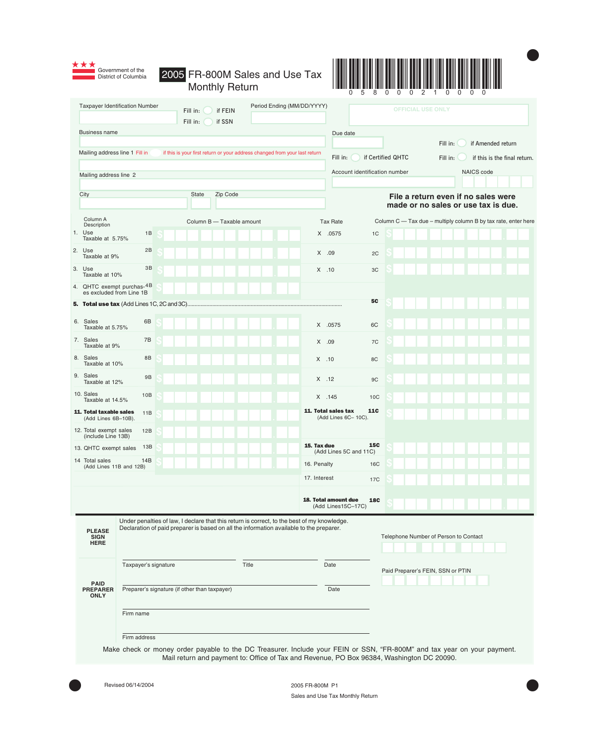Government of the District of Columbia

# 2005 FR-800M Sales and Use Tax Monthly Return

0 5 8 0 0 0 2 1 0 0 0 0

Taxpayer Identification Number

Fill in: ◯ if FEIN
Fill in: ◯ if SSN

Period Ending (MM/DD/YYYY)

OFFICIAL USE ONLY

Business name

Due date

Fill in: ◯ if Amended return

Mailing address line 1 Fill in ◯ if this is your first return or your address changed from your last return

Fill in: ◯ if Certified QHTC

Fill in: ◯ if this is the final return.

Mailing address line 2

Account identification number

NAICS code

City

State

Zip Code

**File a return even if no sales were made or no sales or use tax is due.**

| Column A Description | | Column B — Taxable amount | Tax Rate | | Column C — Tax due – multiply column B by tax rate, enter here |
|---|---|---|---|---|---|
| 1. Use Taxable at 5.75% | 1B | $ | X .0575 | 1C | $ |
| 2. Use Taxable at 9% | 2B | $ | X .09 | 2C | $ |
| 3. Use Taxable at 10% | 3B | $ | X .10 | 3C | $ |
| 4. QHTC exempt purchases excluded from Line 1B | 4B | $ | | | |
| **5. Total use tax** (Add Lines 1C, 2C and 3C) | | | | 5C | $ |
| 6. Sales Taxable at 5.75% | 6B | $ | X .0575 | 6C | $ |
| 7. Sales Taxable at 9% | 7B | $ | X .09 | 7C | $ |
| 8. Sales Taxable at 10% | 8B | $ | X .10 | 8C | $ |
| 9. Sales Taxable at 12% | 9B | $ | X .12 | 9C | $ |
| 10. Sales Taxable at 14.5% | 10B | $ | X .145 | 10C | $ |
| **11. Total taxable sales** (Add Lines 6B–10B). | 11B | $ | **11. Total sales tax** (Add Lines 6C– 10C). | 11C | $ |
| 12. Total exempt sales (include Line 13B) | 12B | $ | | | |
| 13. QHTC exempt sales | 13B | $ | **15. Tax due** (Add Lines 5C and 11C) | 15C | $ |
| 14 Total sales (Add Lines 11B and 12B) | 14B | $ | 16. Penalty | 16C | $ |
| | | | 17. Interest | 17C | $ |
| | | | **18. Total amount due** (Add Lines15C–17C) | 18C | $ |

**PLEASE SIGN HERE**

Under penalties of law, I declare that this return is correct, to the best of my knowledge. Declaration of paid preparer is based on all the information available to the preparer.

Taxpayer's signature | Title | Date

Telephone Number of Person to Contact

**PAID PREPARER ONLY**

Preparer's signature (if other than taxpayer) | Date

Paid Preparer's FEIN, SSN or PTIN

Firm name

Firm address

Make check or money order payable to the DC Treasurer. Include your FEIN or SSN, "FR-800M" and tax year on your payment. Mail return and payment to: Office of Tax and Revenue, PO Box 96384, Washington DC 20090.

Revised 06/14/2004

2005 FR-800M P1
Sales and Use Tax Monthly Return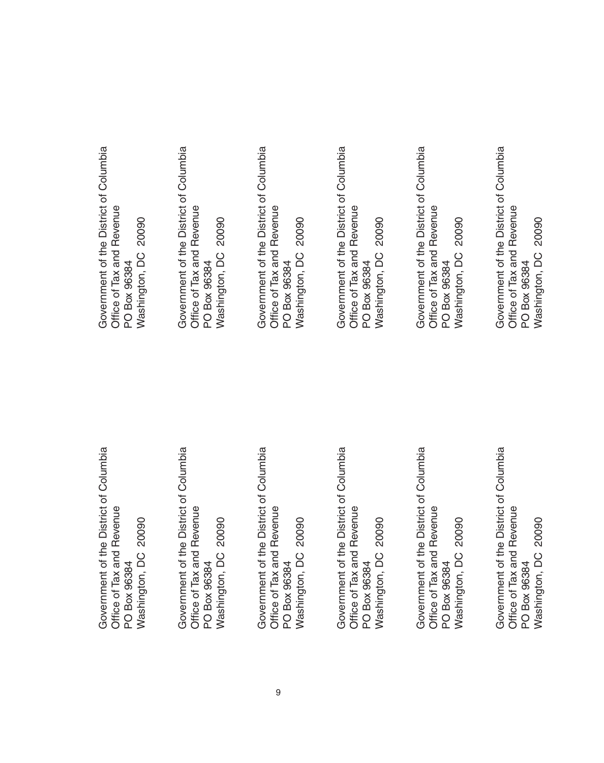Government of the District of Columbia
Office of Tax and Revenue
PO Box 96384
Washington, DC 20090

Government of the District of Columbia
Office of Tax and Revenue
PO Box 96384
Washington, DC 20090

Government of the District of Columbia
Office of Tax and Revenue
PO Box 96384
Washington, DC 20090

Government of the District of Columbia
Office of Tax and Revenue
PO Box 96384
Washington, DC 20090

Government of the District of Columbia
Office of Tax and Revenue
PO Box 96384
Washington, DC 20090

Government of the District of Columbia
Office of Tax and Revenue
PO Box 96384
Washington, DC 20090

Government of the District of Columbia
Office of Tax and Revenue
PO Box 96384
Washington, DC 20090

Government of the District of Columbia
Office of Tax and Revenue
PO Box 96384
Washington, DC 20090

Government of the District of Columbia
Office of Tax and Revenue
PO Box 96384
Washington, DC 20090

Government of the District of Columbia
Office of Tax and Revenue
PO Box 96384
Washington, DC 20090

Government of the District of Columbia
Office of Tax and Revenue
PO Box 96384
Washington, DC 20090

Government of the District of Columbia
Office of Tax and Revenue
PO Box 96384
Washington, DC 20090